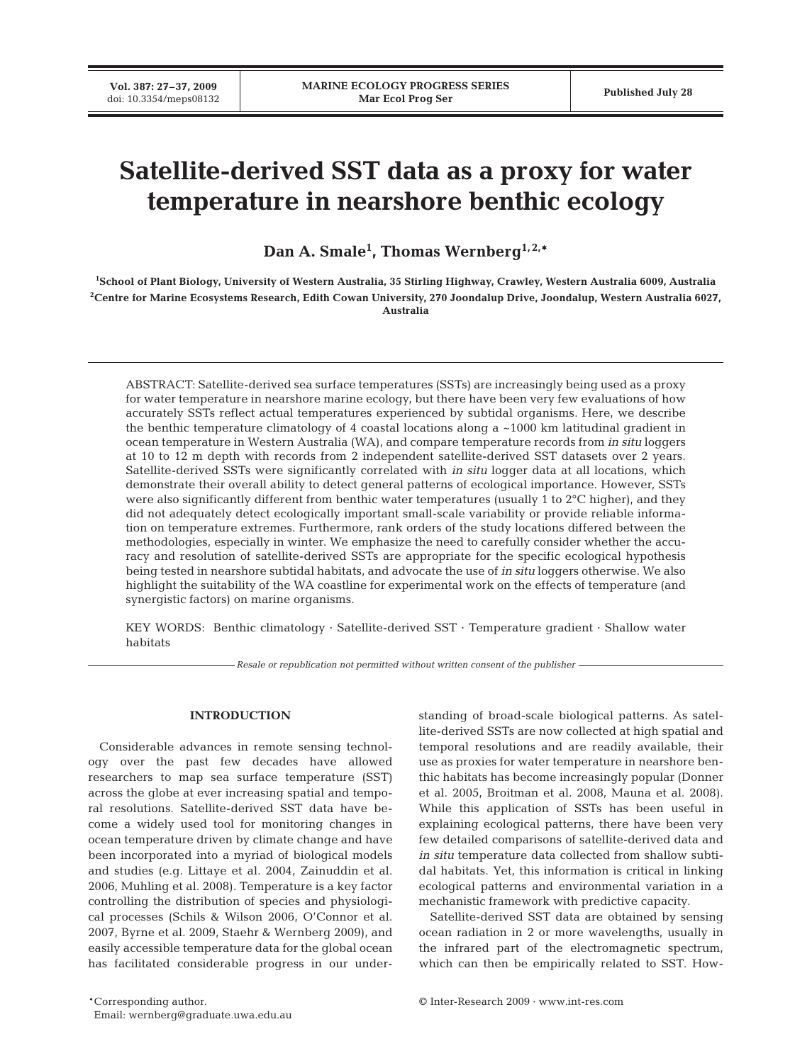# Satellite-derived SST data as a proxy for water temperature in nearshore benthic ecology

**Dan A. Smale[1], Thomas Wernberg[1,2,*]**

[1]School of Plant Biology, University of Western Australia, 35 Stirling Highway, Crawley, Western Australia 6009, Australia
[2]Centre for Marine Ecosystems Research, Edith Cowan University, 270 Joondalup Drive, Joondalup, Western Australia 6027, Australia

ABSTRACT: Satellite-derived sea surface temperatures (SSTs) are increasingly being used as a proxy for water temperature in nearshore marine ecology, but there have been very few evaluations of how accurately SSTs reflect actual temperatures experienced by subtidal organisms. Here, we describe the benthic temperature climatology of 4 coastal locations along a ~1000 km latitudinal gradient in ocean temperature in Western Australia (WA), and compare temperature records from *in situ* loggers at 10 to 12 m depth with records from 2 independent satellite-derived SST datasets over 2 years. Satellite-derived SSTs were significantly correlated with *in situ* logger data at all locations, which demonstrate their overall ability to detect general patterns of ecological importance. However, SSTs were also significantly different from benthic water temperatures (usually 1 to 2°C higher), and they did not adequately detect ecologically important small-scale variability or provide reliable information on temperature extremes. Furthermore, rank orders of the study locations differed between the methodologies, especially in winter. We emphasize the need to carefully consider whether the accuracy and resolution of satellite-derived SSTs are appropriate for the specific ecological hypothesis being tested in nearshore subtidal habitats, and advocate the use of *in situ* loggers otherwise. We also highlight the suitability of the WA coastline for experimental work on the effects of temperature (and synergistic factors) on marine organisms.

KEY WORDS: Benthic climatology · Satellite-derived SST · Temperature gradient · Shallow water habitats

*Resale or republication not permitted without written consent of the publisher*

## INTRODUCTION

Considerable advances in remote sensing technology over the past few decades have allowed researchers to map sea surface temperature (SST) across the globe at ever increasing spatial and temporal resolutions. Satellite-derived SST data have become a widely used tool for monitoring changes in ocean temperature driven by climate change and have been incorporated into a myriad of biological models and studies (e.g. Littaye et al. 2004, Zainuddin et al. 2006, Muhling et al. 2008). Temperature is a key factor controlling the distribution of species and physiological processes (Schils & Wilson 2006, O'Connor et al. 2007, Byrne et al. 2009, Staehr & Wernberg 2009), and easily accessible temperature data for the global ocean has facilitated considerable progress in our understanding of broad-scale biological patterns. As satellite-derived SSTs are now collected at high spatial and temporal resolutions and are readily available, their use as proxies for water temperature in nearshore benthic habitats has become increasingly popular (Donner et al. 2005, Broitman et al. 2008, Mauna et al. 2008). While this application of SSTs has been useful in explaining ecological patterns, there have been very few detailed comparisons of satellite-derived data and *in situ* temperature data collected from shallow subtidal habitats. Yet, this information is critical in linking ecological patterns and environmental variation in a mechanistic framework with predictive capacity.

Satellite-derived SST data are obtained by sensing ocean radiation in 2 or more wavelengths, usually in the infrared part of the electromagnetic spectrum, which can then be empirically related to SST. How-

*Corresponding author.
Email: wernberg@graduate.uwa.edu.au

© Inter-Research 2009 · www.int-res.com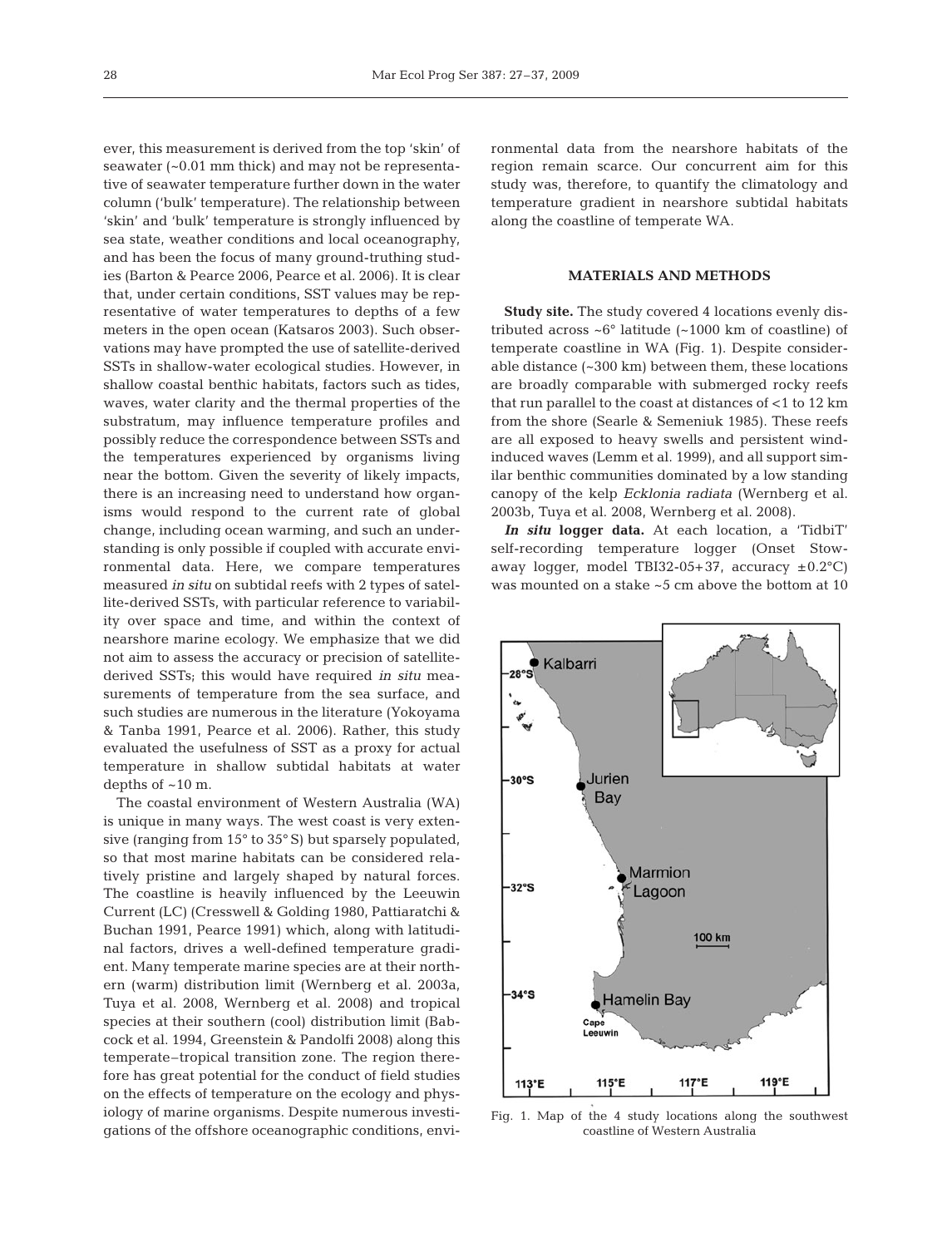ever, this measurement is derived from the top 'skin' of seawater (~0.01 mm thick) and may not be representative of seawater temperature further down in the water column ('bulk' temperature). The relationship between 'skin' and 'bulk' temperature is strongly influenced by sea state, weather conditions and local oceanography, and has been the focus of many ground-truthing studies (Barton & Pearce 2006, Pearce et al. 2006). It is clear that, under certain conditions, SST values may be representative of water temperatures to depths of a few meters in the open ocean (Katsaros 2003). Such observations may have prompted the use of satellite-derived SSTs in shallow-water ecological studies. However, in shallow coastal benthic habitats, factors such as tides, waves, water clarity and the thermal properties of the substratum, may influence temperature profiles and possibly reduce the correspondence between SSTs and the temperatures experienced by organisms living near the bottom. Given the severity of likely impacts, there is an increasing need to understand how organisms would respond to the current rate of global change, including ocean warming, and such an understanding is only possible if coupled with accurate environmental data. Here, we compare temperatures measured *in situ* on subtidal reefs with 2 types of satellite-derived SSTs, with particular reference to variability over space and time, and within the context of nearshore marine ecology. We emphasize that we did not aim to assess the accuracy or precision of satellite-derived SSTs; this would have required *in situ* measurements of temperature from the sea surface, and such studies are numerous in the literature (Yokoyama & Tanba 1991, Pearce et al. 2006). Rather, this study evaluated the usefulness of SST as a proxy for actual temperature in shallow subtidal habitats at water depths of ~10 m.

The coastal environment of Western Australia (WA) is unique in many ways. The west coast is very extensive (ranging from 15° to 35° S) but sparsely populated, so that most marine habitats can be considered relatively pristine and largely shaped by natural forces. The coastline is heavily influenced by the Leeuwin Current (LC) (Cresswell & Golding 1980, Pattiaratchi & Buchan 1991, Pearce 1991) which, along with latitudinal factors, drives a well-defined temperature gradient. Many temperate marine species are at their northern (warm) distribution limit (Wernberg et al. 2003a, Tuya et al. 2008, Wernberg et al. 2008) and tropical species at their southern (cool) distribution limit (Babcock et al. 1994, Greenstein & Pandolfi 2008) along this temperate–tropical transition zone. The region therefore has great potential for the conduct of field studies on the effects of temperature on the ecology and physiology of marine organisms. Despite numerous investigations of the offshore oceanographic conditions, environmental data from the nearshore habitats of the region remain scarce. Our concurrent aim for this study was, therefore, to quantify the climatology and temperature gradient in nearshore subtidal habitats along the coastline of temperate WA.

## MATERIALS AND METHODS

**Study site.** The study covered 4 locations evenly distributed across ~6° latitude (~1000 km of coastline) of temperate coastline in WA (Fig. 1). Despite considerable distance (~300 km) between them, these locations are broadly comparable with submerged rocky reefs that run parallel to the coast at distances of <1 to 12 km from the shore (Searle & Semeniuk 1985). These reefs are all exposed to heavy swells and persistent wind-induced waves (Lemm et al. 1999), and all support similar benthic communities dominated by a low standing canopy of the kelp *Ecklonia radiata* (Wernberg et al. 2003b, Tuya et al. 2008, Wernberg et al. 2008).

***In situ* logger data.** At each location, a 'TidbiT' self-recording temperature logger (Onset Stowaway logger, model TBI32-05+37, accuracy ±0.2°C) was mounted on a stake ~5 cm above the bottom at 10

Fig. 1. Map of the 4 study locations along the southwest coastline of Western Australia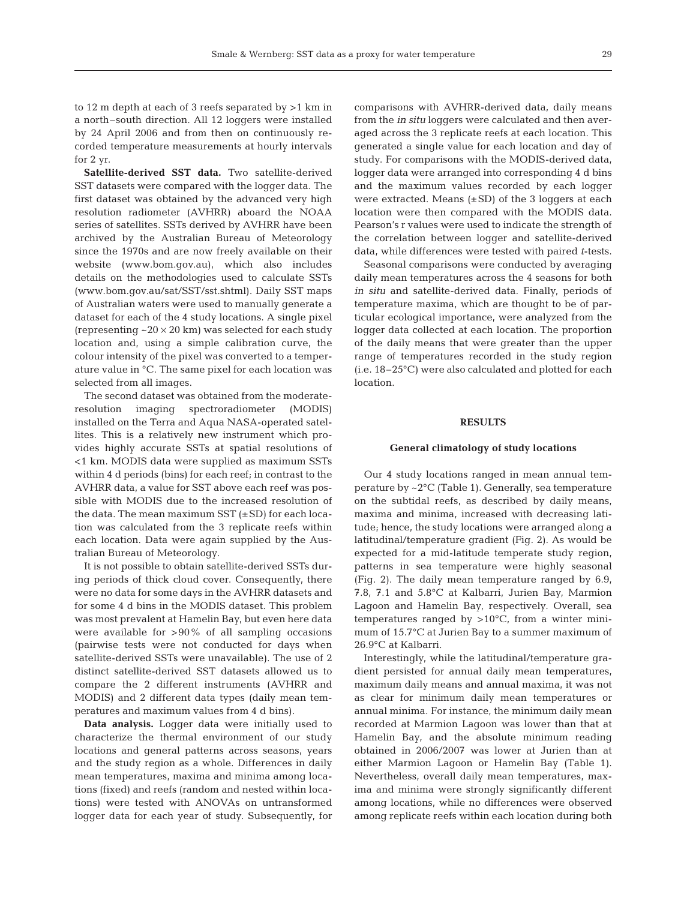to 12 m depth at each of 3 reefs separated by >1 km in a north–south direction. All 12 loggers were installed by 24 April 2006 and from then on continuously recorded temperature measurements at hourly intervals for 2 yr.

**Satellite-derived SST data.** Two satellite-derived SST datasets were compared with the logger data. The first dataset was obtained by the advanced very high resolution radiometer (AVHRR) aboard the NOAA series of satellites. SSTs derived by AVHRR have been archived by the Australian Bureau of Meteorology since the 1970s and are now freely available on their website (www.bom.gov.au), which also includes details on the methodologies used to calculate SSTs (www.bom.gov.au/sat/SST/sst.shtml). Daily SST maps of Australian waters were used to manually generate a dataset for each of the 4 study locations. A single pixel (representing ~20 × 20 km) was selected for each study location and, using a simple calibration curve, the colour intensity of the pixel was converted to a temperature value in °C. The same pixel for each location was selected from all images.

The second dataset was obtained from the moderate-resolution imaging spectroradiometer (MODIS) installed on the Terra and Aqua NASA-operated satellites. This is a relatively new instrument which provides highly accurate SSTs at spatial resolutions of <1 km. MODIS data were supplied as maximum SSTs within 4 d periods (bins) for each reef; in contrast to the AVHRR data, a value for SST above each reef was possible with MODIS due to the increased resolution of the data. The mean maximum SST (±SD) for each location was calculated from the 3 replicate reefs within each location. Data were again supplied by the Australian Bureau of Meteorology.

It is not possible to obtain satellite-derived SSTs during periods of thick cloud cover. Consequently, there were no data for some days in the AVHRR datasets and for some 4 d bins in the MODIS dataset. This problem was most prevalent at Hamelin Bay, but even here data were available for >90% of all sampling occasions (pairwise tests were not conducted for days when satellite-derived SSTs were unavailable). The use of 2 distinct satellite-derived SST datasets allowed us to compare the 2 different instruments (AVHRR and MODIS) and 2 different data types (daily mean temperatures and maximum values from 4 d bins).

**Data analysis.** Logger data were initially used to characterize the thermal environment of our study locations and general patterns across seasons, years and the study region as a whole. Differences in daily mean temperatures, maxima and minima among locations (fixed) and reefs (random and nested within locations) were tested with ANOVAs on untransformed logger data for each year of study. Subsequently, for comparisons with AVHRR-derived data, daily means from the *in situ* loggers were calculated and then averaged across the 3 replicate reefs at each location. This generated a single value for each location and day of study. For comparisons with the MODIS-derived data, logger data were arranged into corresponding 4 d bins and the maximum values recorded by each logger were extracted. Means (±SD) of the 3 loggers at each location were then compared with the MODIS data. Pearson's r values were used to indicate the strength of the correlation between logger and satellite-derived data, while differences were tested with paired *t*-tests.

Seasonal comparisons were conducted by averaging daily mean temperatures across the 4 seasons for both *in situ* and satellite-derived data. Finally, periods of temperature maxima, which are thought to be of particular ecological importance, were analyzed from the logger data collected at each location. The proportion of the daily means that were greater than the upper range of temperatures recorded in the study region (i.e. 18–25°C) were also calculated and plotted for each location.

## RESULTS

### General climatology of study locations

Our 4 study locations ranged in mean annual temperature by ~2°C (Table 1). Generally, sea temperature on the subtidal reefs, as described by daily means, maxima and minima, increased with decreasing latitude; hence, the study locations were arranged along a latitudinal/temperature gradient (Fig. 2). As would be expected for a mid-latitude temperate study region, patterns in sea temperature were highly seasonal (Fig. 2). The daily mean temperature ranged by 6.9, 7.8, 7.1 and 5.8°C at Kalbarri, Jurien Bay, Marmion Lagoon and Hamelin Bay, respectively. Overall, sea temperatures ranged by >10°C, from a winter minimum of 15.7°C at Jurien Bay to a summer maximum of 26.9°C at Kalbarri.

Interestingly, while the latitudinal/temperature gradient persisted for annual daily mean temperatures, maximum daily means and annual maxima, it was not as clear for minimum daily mean temperatures or annual minima. For instance, the minimum daily mean recorded at Marmion Lagoon was lower than that at Hamelin Bay, and the absolute minimum reading obtained in 2006/2007 was lower at Jurien than at either Marmion Lagoon or Hamelin Bay (Table 1). Nevertheless, overall daily mean temperatures, maxima and minima were strongly significantly different among locations, while no differences were observed among replicate reefs within each location during both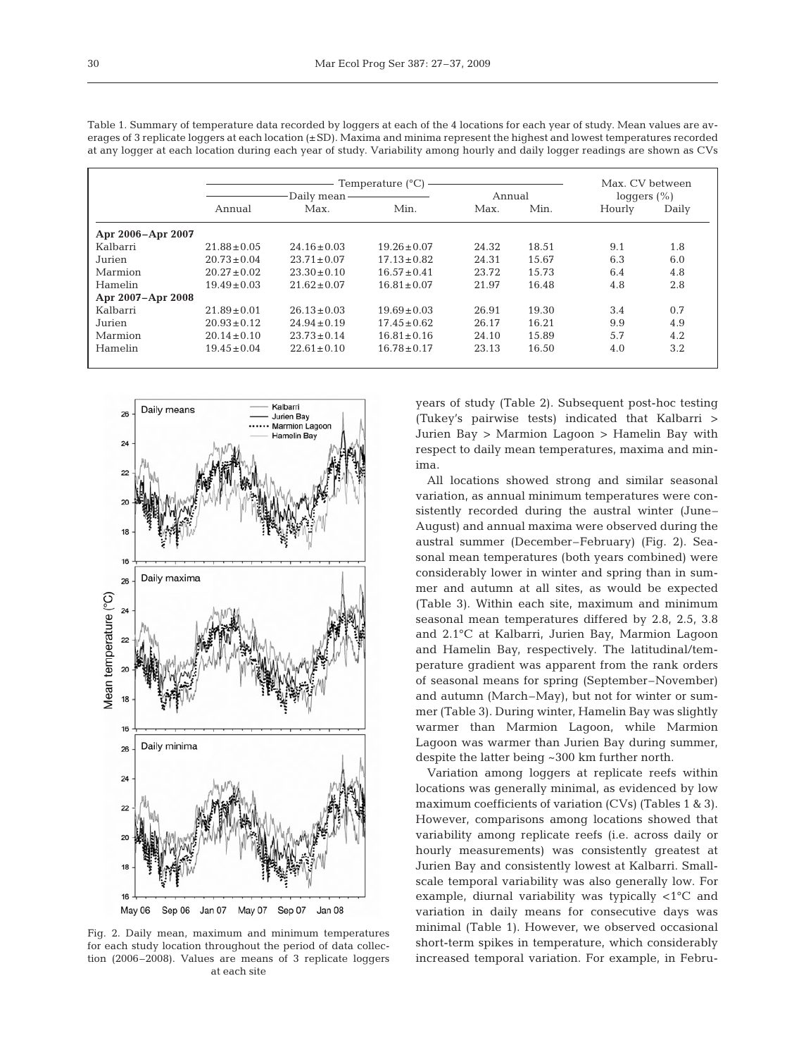Table 1. Summary of temperature data recorded by loggers at each of the 4 locations for each year of study. Mean values are averages of 3 replicate loggers at each location (±SD). Maxima and minima represent the highest and lowest temperatures recorded at any logger at each location during each year of study. Variability among hourly and daily logger readings are shown as CVs

| | Temperature (°C) | | | | | Max. CV between loggers (%) | |
|---|---|---|---|---|---|---|---|
| | Daily mean | | | Annual | | | |
| | Annual | Max. | Min. | Max. | Min. | Hourly | Daily |
| **Apr 2006–Apr 2007** | | | | | | | |
| Kalbarri | 21.88 ± 0.05 | 24.16 ± 0.03 | 19.26 ± 0.07 | 24.32 | 18.51 | 9.1 | 1.8 |
| Jurien | 20.73 ± 0.04 | 23.71 ± 0.07 | 17.13 ± 0.82 | 24.31 | 15.67 | 6.3 | 6.0 |
| Marmion | 20.27 ± 0.02 | 23.30 ± 0.10 | 16.57 ± 0.41 | 23.72 | 15.73 | 6.4 | 4.8 |
| Hamelin | 19.49 ± 0.03 | 21.62 ± 0.07 | 16.81 ± 0.07 | 21.97 | 16.48 | 4.8 | 2.8 |
| **Apr 2007–Apr 2008** | | | | | | | |
| Kalbarri | 21.89 ± 0.01 | 26.13 ± 0.03 | 19.69 ± 0.03 | 26.91 | 19.30 | 3.4 | 0.7 |
| Jurien | 20.93 ± 0.12 | 24.94 ± 0.19 | 17.45 ± 0.62 | 26.17 | 16.21 | 9.9 | 4.9 |
| Marmion | 20.14 ± 0.10 | 23.73 ± 0.14 | 16.81 ± 0.16 | 24.10 | 15.89 | 5.7 | 4.2 |
| Hamelin | 19.45 ± 0.04 | 22.61 ± 0.10 | 16.78 ± 0.17 | 23.13 | 16.50 | 4.0 | 3.2 |

Fig. 2. Daily mean, maximum and minimum temperatures for each study location throughout the period of data collection (2006–2008). Values are means of 3 replicate loggers at each site

years of study (Table 2). Subsequent post-hoc testing (Tukey's pairwise tests) indicated that Kalbarri > Jurien Bay > Marmion Lagoon > Hamelin Bay with respect to daily mean temperatures, maxima and minima.

All locations showed strong and similar seasonal variation, as annual minimum temperatures were consistently recorded during the austral winter (June–August) and annual maxima were observed during the austral summer (December–February) (Fig. 2). Seasonal mean temperatures (both years combined) were considerably lower in winter and spring than in summer and autumn at all sites, as would be expected (Table 3). Within each site, maximum and minimum seasonal mean temperatures differed by 2.8, 2.5, 3.8 and 2.1°C at Kalbarri, Jurien Bay, Marmion Lagoon and Hamelin Bay, respectively. The latitudinal/temperature gradient was apparent from the rank orders of seasonal means for spring (September–November) and autumn (March–May), but not for winter or summer (Table 3). During winter, Hamelin Bay was slightly warmer than Marmion Lagoon, while Marmion Lagoon was warmer than Jurien Bay during summer, despite the latter being ~300 km further north.

Variation among loggers at replicate reefs within locations was generally minimal, as evidenced by low maximum coefficients of variation (CVs) (Tables 1 & 3). However, comparisons among locations showed that variability among replicate reefs (i.e. across daily or hourly measurements) was consistently greatest at Jurien Bay and consistently lowest at Kalbarri. Small-scale temporal variability was also generally low. For example, diurnal variability was typically <1°C and variation in daily means for consecutive days was minimal (Table 1). However, we observed occasional short-term spikes in temperature, which considerably increased temporal variation. For example, in Febru-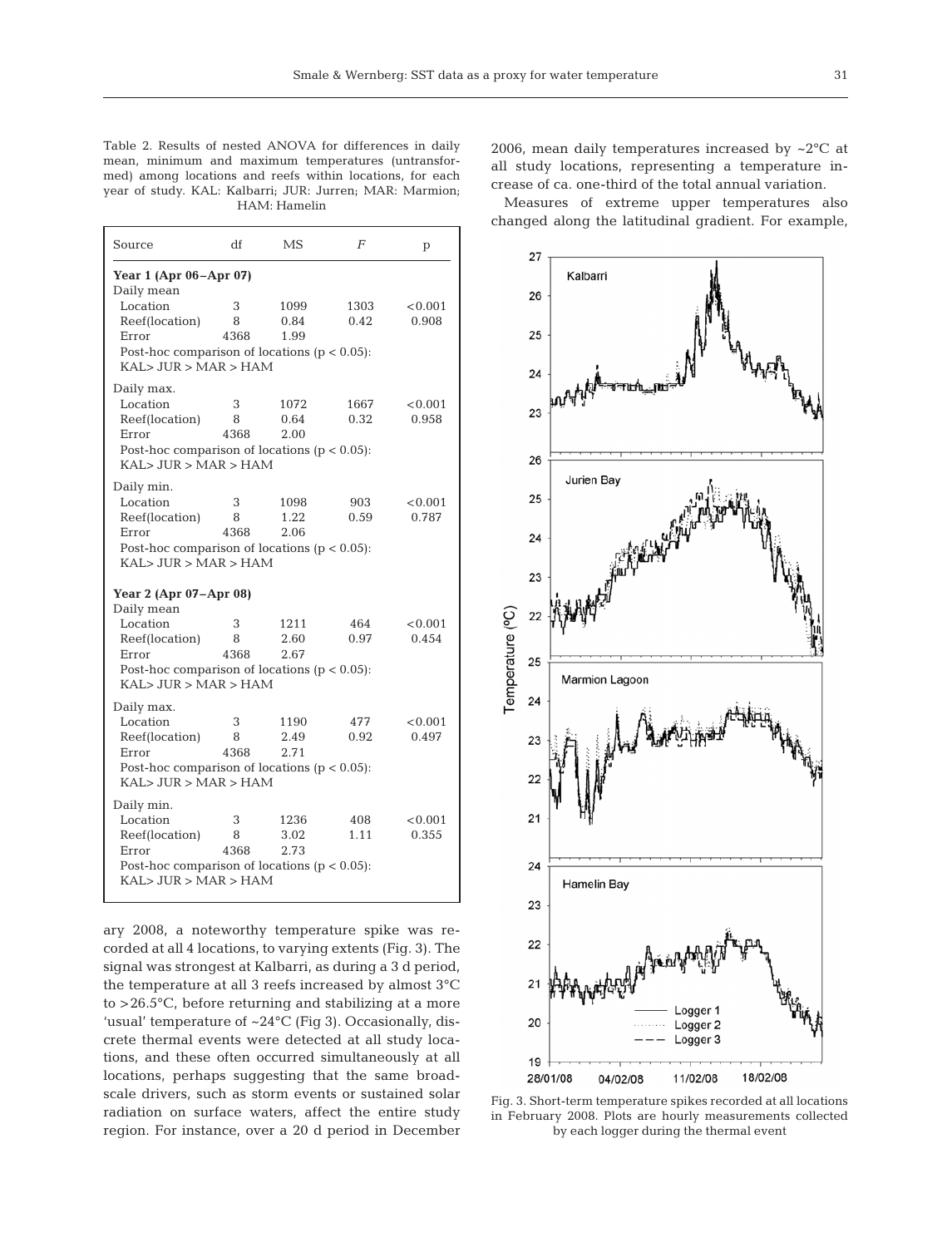Table 2. Results of nested ANOVA for differences in daily mean, minimum and maximum temperatures (untransformed) among locations and reefs within locations, for each year of study. KAL: Kalbarri; JUR: Jurren; MAR: Marmion; HAM: Hamelin

| Source | df | MS | *F* | p |
|---|---|---|---|---|
| **Year 1 (Apr 06–Apr 07)** | | | | |
| Daily mean | | | | |
| Location | 3 | 1099 | 1303 | <0.001 |
| Reef(location) | 8 | 0.84 | 0.42 | 0.908 |
| Error | 4368 | 1.99 | | |
| Post-hoc comparison of locations ($p < 0.05$): KAL> JUR > MAR > HAM | | | | |
| Daily max. | | | | |
| Location | 3 | 1072 | 1667 | <0.001 |
| Reef(location) | 8 | 0.64 | 0.32 | 0.958 |
| Error | 4368 | 2.00 | | |
| Post-hoc comparison of locations ($p < 0.05$): KAL> JUR > MAR > HAM | | | | |
| Daily min. | | | | |
| Location | 3 | 1098 | 903 | <0.001 |
| Reef(location) | 8 | 1.22 | 0.59 | 0.787 |
| Error | 4368 | 2.06 | | |
| Post-hoc comparison of locations ($p < 0.05$): KAL> JUR > MAR > HAM | | | | |
| **Year 2 (Apr 07–Apr 08)** | | | | |
| Daily mean | | | | |
| Location | 3 | 1211 | 464 | <0.001 |
| Reef(location) | 8 | 2.60 | 0.97 | 0.454 |
| Error | 4368 | 2.67 | | |
| Post-hoc comparison of locations ($p < 0.05$): KAL> JUR > MAR > HAM | | | | |
| Daily max. | | | | |
| Location | 3 | 1190 | 477 | <0.001 |
| Reef(location) | 8 | 2.49 | 0.92 | 0.497 |
| Error | 4368 | 2.71 | | |
| Post-hoc comparison of locations ($p < 0.05$): KAL> JUR > MAR > HAM | | | | |
| Daily min. | | | | |
| Location | 3 | 1236 | 408 | <0.001 |
| Reef(location) | 8 | 3.02 | 1.11 | 0.355 |
| Error | 4368 | 2.73 | | |
| Post-hoc comparison of locations ($p < 0.05$): KAL> JUR > MAR > HAM | | | | |

ary 2008, a noteworthy temperature spike was recorded at all 4 locations, to varying extents (Fig. 3). The signal was strongest at Kalbarri, as during a 3 d period, the temperature at all 3 reefs increased by almost 3°C to >26.5°C, before returning and stabilizing at a more 'usual' temperature of ~24°C (Fig 3). Occasionally, discrete thermal events were detected at all study locations, and these often occurred simultaneously at all locations, perhaps suggesting that the same broad-scale drivers, such as storm events or sustained solar radiation on surface waters, affect the entire study region. For instance, over a 20 d period in December 2006, mean daily temperatures increased by ~2°C at all study locations, representing a temperature increase of ca. one-third of the total annual variation.

Measures of extreme upper temperatures also changed along the latitudinal gradient. For example,

Fig. 3. Short-term temperature spikes recorded at all locations in February 2008. Plots are hourly measurements collected by each logger during the thermal event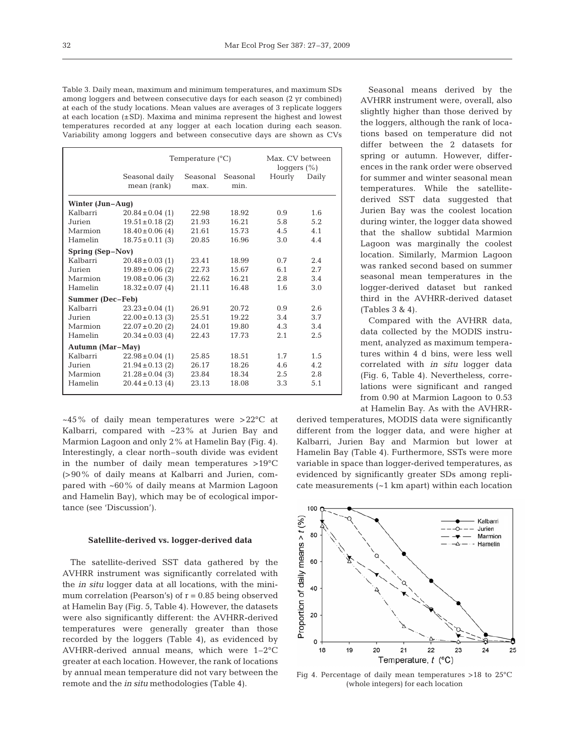Table 3. Daily mean, maximum and minimum temperatures, and maximum SDs among loggers and between consecutive days for each season (2 yr combined) at each of the study locations. Mean values are averages of 3 replicate loggers at each location (±SD). Maxima and minima represent the highest and lowest temperatures recorded at any logger at each location during each season. Variability among loggers and between consecutive days are shown as CVs

| | Temperature (°C) | | | Max. CV between loggers (%) | |
|---|---|---|---|---|---|
| | Seasonal daily mean (rank) | Seasonal max. | Seasonal min. | Hourly | Daily |
| **Winter (Jun–Aug)** | | | | | |
| Kalbarri | 20.84 ± 0.04 (1) | 22.98 | 18.92 | 0.9 | 1.6 |
| Jurien | 19.51 ± 0.18 (2) | 21.93 | 16.21 | 5.8 | 5.2 |
| Marmion | 18.40 ± 0.06 (4) | 21.61 | 15.73 | 4.5 | 4.1 |
| Hamelin | 18.75 ± 0.11 (3) | 20.85 | 16.96 | 3.0 | 4.4 |
| **Spring (Sep–Nov)** | | | | | |
| Kalbarri | 20.48 ± 0.03 (1) | 23.41 | 18.99 | 0.7 | 2.4 |
| Jurien | 19.89 ± 0.06 (2) | 22.73 | 15.67 | 6.1 | 2.7 |
| Marmion | 19.08 ± 0.06 (3) | 22.62 | 16.21 | 2.8 | 3.4 |
| Hamelin | 18.32 ± 0.07 (4) | 21.11 | 16.48 | 1.6 | 3.0 |
| **Summer (Dec–Feb)** | | | | | |
| Kalbarri | 23.23 ± 0.04 (1) | 26.91 | 20.72 | 0.9 | 2.6 |
| Jurien | 22.00 ± 0.13 (3) | 25.51 | 19.22 | 3.4 | 3.7 |
| Marmion | 22.07 ± 0.20 (2) | 24.01 | 19.80 | 4.3 | 3.4 |
| Hamelin | 20.34 ± 0.03 (4) | 22.43 | 17.73 | 2.1 | 2.5 |
| **Autumn (Mar–May)** | | | | | |
| Kalbarri | 22.98 ± 0.04 (1) | 25.85 | 18.51 | 1.7 | 1.5 |
| Jurien | 21.94 ± 0.13 (2) | 26.17 | 18.26 | 4.6 | 4.2 |
| Marmion | 21.28 ± 0.04 (3) | 23.84 | 18.34 | 2.5 | 2.8 |
| Hamelin | 20.44 ± 0.13 (4) | 23.13 | 18.08 | 3.3 | 5.1 |

~45% of daily mean temperatures were >22°C at Kalbarri, compared with ~23% at Jurien Bay and Marmion Lagoon and only 2% at Hamelin Bay (Fig. 4). Interestingly, a clear north–south divide was evident in the number of daily mean temperatures >19°C (>90% of daily means at Kalbarri and Jurien, compared with ~60% of daily means at Marmion Lagoon and Hamelin Bay), which may be of ecological importance (see 'Discussion').

### Satellite-derived vs. logger-derived data

The satellite-derived SST data gathered by the AVHRR instrument was significantly correlated with the *in situ* logger data at all locations, with the minimum correlation (Pearson's) of r = 0.85 being observed at Hamelin Bay (Fig. 5, Table 4). However, the datasets were also significantly different: the AVHRR-derived temperatures were generally greater than those recorded by the loggers (Table 4), as evidenced by AVHRR-derived annual means, which were 1–2°C greater at each location. However, the rank of locations by annual mean temperature did not vary between the remote and the *in situ* methodologies (Table 4).

Seasonal means derived by the AVHRR instrument were, overall, also slightly higher than those derived by the loggers, although the rank of locations based on temperature did not differ between the 2 datasets for spring or autumn. However, differences in the rank order were observed for summer and winter seasonal mean temperatures. While the satellite-derived SST data suggested that Jurien Bay was the coolest location during winter, the logger data showed that the shallow subtidal Marmion Lagoon was marginally the coolest location. Similarly, Marmion Lagoon was ranked second based on summer seasonal mean temperatures in the logger-derived dataset but ranked third in the AVHRR-derived dataset (Tables 3 & 4).

Compared with the AVHRR data, data collected by the MODIS instrument, analyzed as maximum temperatures within 4 d bins, were less well correlated with *in situ* logger data (Fig. 6, Table 4). Nevertheless, correlations were significant and ranged from 0.90 at Marmion Lagoon to 0.53 at Hamelin Bay. As with the AVHRR-derived temperatures, MODIS data were significantly different from the logger data, and were higher at Kalbarri, Jurien Bay and Marmion but lower at Hamelin Bay (Table 4). Furthermore, SSTs were more variable in space than logger-derived temperatures, as evidenced by significantly greater SDs among replicate measurements (~1 km apart) within each location

Fig 4. Percentage of daily mean temperatures >18 to 25°C (whole integers) for each location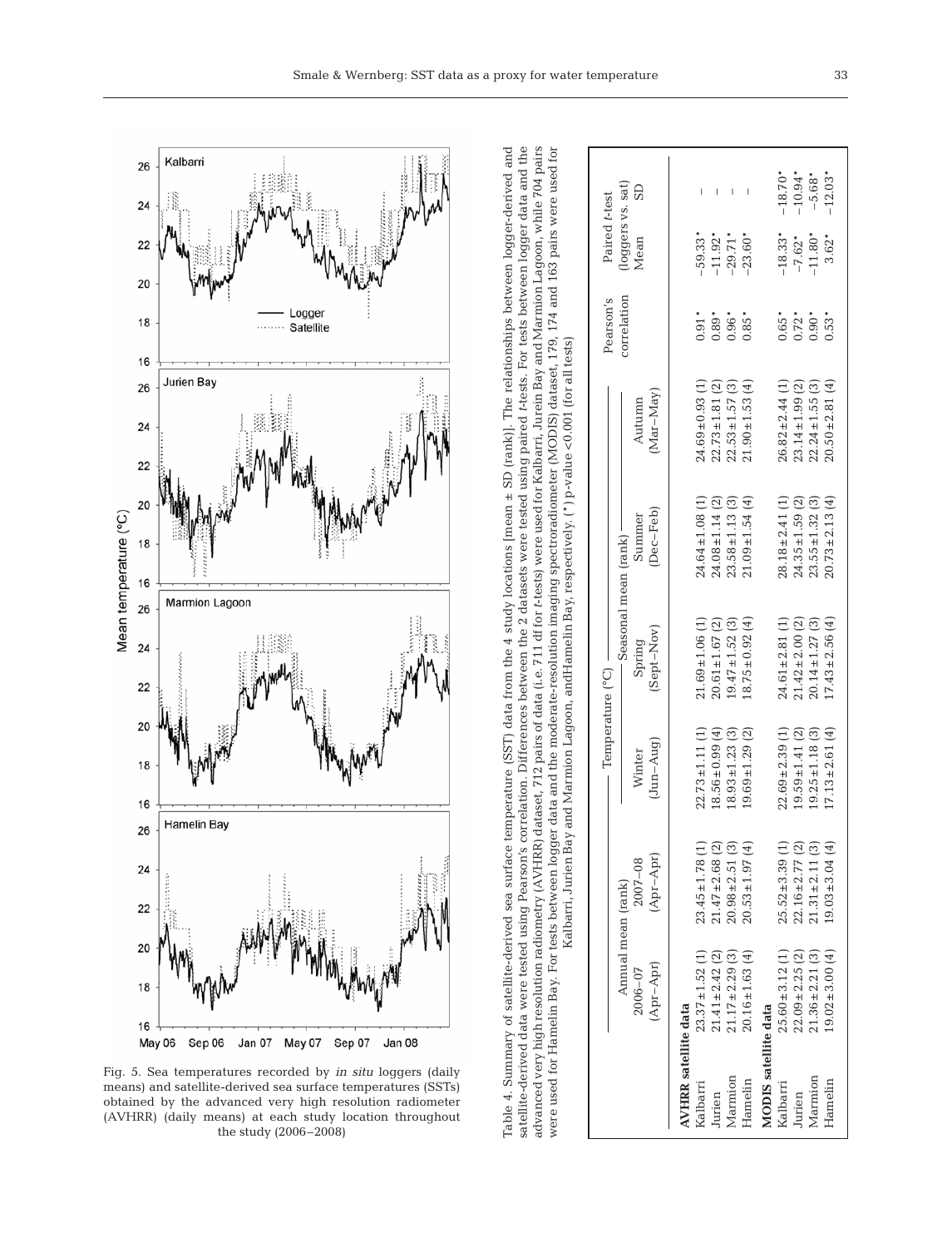Fig. 5. Sea temperatures recorded by *in situ* loggers (daily means) and satellite-derived sea surface temperatures (SSTs) obtained by the advanced very high resolution radiometer (AVHRR) (daily means) at each study location throughout the study (2006–2008)

Table 4. Summary of satellite-derived sea surface temperature (SST) data from the 4 study locations [mean ± SD (rank)]. The relationships between logger-derived and satellite-derived data were tested using Pearson's correlation. Differences between the 2 datasets were tested using paired *t*-tests. For tests between logger data and the advanced very high resolution radiometry (AVHRR) dataset, 712 pairs of data (i.e. 711 df for *t*-tests) were used for Kalbarri, Jurein Bay and Marmion Lagoon, while 704 pairs were used for Hamelin Bay. For tests between logger data and the moderate-resolution imaging spectroradiometer (MODIS) dataset, 179, 174 and 163 pairs were used for Kalbarri, Jurien Bay and Marmion Lagoon, andHamelin Bay, respectively. (*) p-value <0.001 (for all tests)

| | Temperature (°C) | | | | | | Pearson's correlation | Paired *t*-test (loggers vs. sat) | |
|---|---|---|---|---|---|---|---|---|---|
| | Annual mean (rank) | | Seasonal mean (rank) | | | | | | |
| | 2006–07 (Apr–Apr) | 2007–08 (Apr–Apr) | Winter (Jun–Aug) | Spring (Sept–Nov) | Summer (Dec–Feb) | Autumn (Mar–May) | | Mean | SD |
| **AVHRR satellite data** | | | | | | | | | |
| Kalbarri | 23.37 ± 1.52 (1) | 23.45 ± 1.78 (1) | 22.73 ± 1.11 (1) | 21.69 ± 1.06 (1) | 24.64 ± 1.08 (1) | 24.69 ± 0.93 (1) | 0.91* | −59.33* | – |
| Jurien | 21.41 ± 2.42 (2) | 21.47 ± 2.68 (2) | 18.56 ± 0.99 (4) | 20.61 ± 1.67 (2) | 24.08 ± 1.14 (2) | 22.73 ± 1.81 (2) | 0.89* | −11.92* | – |
| Marmion | 21.17 ± 2.29 (3) | 20.98 ± 2.51 (3) | 18.93 ± 1.23 (3) | 19.47 ± 1.52 (3) | 23.58 ± 1.13 (3) | 22.53 ± 1.57 (3) | 0.96* | −29.71* | – |
| Hamelin | 20.16 ± 1.63 (4) | 20.53 ± 1.97 (4) | 19.69 ± 1.29 (2) | 18.75 ± 0.92 (4) | 21.09 ± 1.54 (4) | 21.90 ± 1.53 (4) | 0.85* | −23.60* | – |
| **MODIS satellite data** | | | | | | | | | |
| Kalbarri | 25.60 ± 3.12 (1) | 25.52 ± 3.39 (1) | 22.69 ± 2.39 (1) | 24.61 ± 2.81 (1) | 28.18 ± 2.41 (1) | 26.82 ± 2.44 (1) | 0.65* | −18.33* | −18.70* |
| Jurien | 22.09 ± 2.25 (2) | 22.16 ± 2.77 (2) | 19.59 ± 1.41 (2) | 21.42 ± 2.00 (2) | 24.35 ± 1.59 (2) | 23.14 ± 1.99 (2) | 0.72* | −7.62* | −10.94* |
| Marmion | 21.36 ± 2.21 (3) | 21.31 ± 2.11 (3) | 19.25 ± 1.18 (3) | 20.14 ± 1.27 (3) | 23.55 ± 1.32 (3) | 22.24 ± 1.55 (3) | 0.90* | −11.80* | −5.68* |
| Hamelin | 19.02 ± 3.00 (4) | 19.03 ± 3.04 (4) | 17.13 ± 2.61 (4) | 17.43 ± 2.56 (4) | 20.73 ± 2.13 (4) | 20.50 ± 2.81 (4) | 0.53* | 3.62* | −12.03* |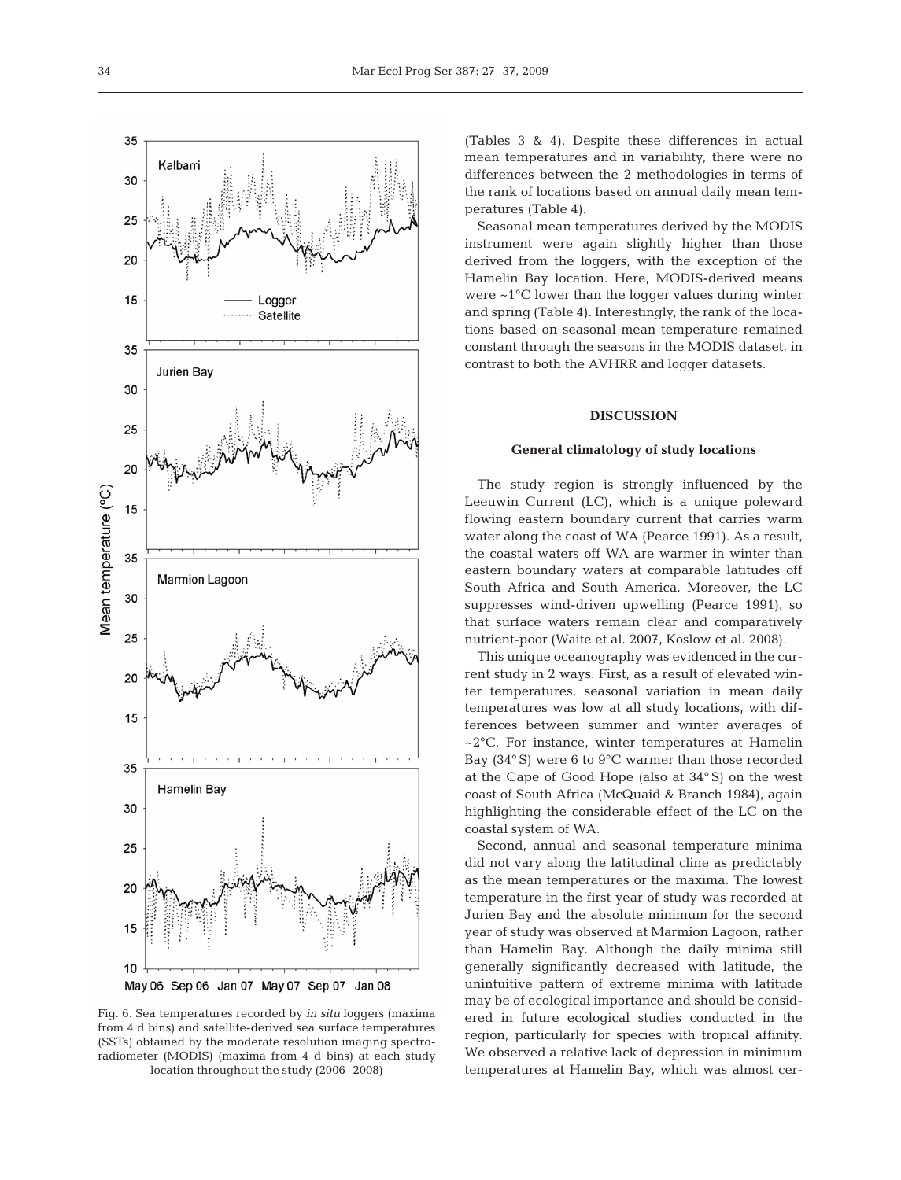Fig. 6. Sea temperatures recorded by *in situ* loggers (maxima from 4 d bins) and satellite-derived sea surface temperatures (SSTs) obtained by the moderate resolution imaging spectroradiometer (MODIS) (maxima from 4 d bins) at each study location throughout the study (2006–2008)

(Tables 3 & 4). Despite these differences in actual mean temperatures and in variability, there were no differences between the 2 methodologies in terms of the rank of locations based on annual daily mean temperatures (Table 4).

Seasonal mean temperatures derived by the MODIS instrument were again slightly higher than those derived from the loggers, with the exception of the Hamelin Bay location. Here, MODIS-derived means were ~1°C lower than the logger values during winter and spring (Table 4). Interestingly, the rank of the locations based on seasonal mean temperature remained constant through the seasons in the MODIS dataset, in contrast to both the AVHRR and logger datasets.

## DISCUSSION

### General climatology of study locations

The study region is strongly influenced by the Leeuwin Current (LC), which is a unique poleward flowing eastern boundary current that carries warm water along the coast of WA (Pearce 1991). As a result, the coastal waters off WA are warmer in winter than eastern boundary waters at comparable latitudes off South Africa and South America. Moreover, the LC suppresses wind-driven upwelling (Pearce 1991), so that surface waters remain clear and comparatively nutrient-poor (Waite et al. 2007, Koslow et al. 2008).

This unique oceanography was evidenced in the current study in 2 ways. First, as a result of elevated winter temperatures, seasonal variation in mean daily temperatures was low at all study locations, with differences between summer and winter averages of ~2°C. For instance, winter temperatures at Hamelin Bay (34° S) were 6 to 9°C warmer than those recorded at the Cape of Good Hope (also at 34° S) on the west coast of South Africa (McQuaid & Branch 1984), again highlighting the considerable effect of the LC on the coastal system of WA.

Second, annual and seasonal temperature minima did not vary along the latitudinal cline as predictably as the mean temperatures or the maxima. The lowest temperature in the first year of study was recorded at Jurien Bay and the absolute minimum for the second year of study was observed at Marmion Lagoon, rather than Hamelin Bay. Although the daily minima still generally significantly decreased with latitude, the unintuitive pattern of extreme minima with latitude may be of ecological importance and should be considered in future ecological studies conducted in the region, particularly for species with tropical affinity. We observed a relative lack of depression in minimum temperatures at Hamelin Bay, which was almost cer-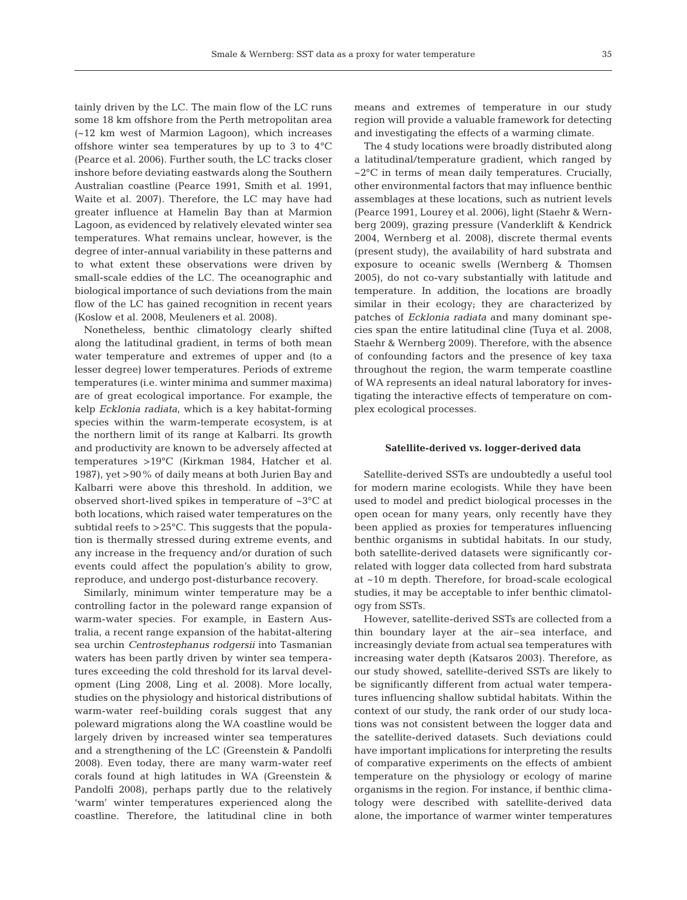tainly driven by the LC. The main flow of the LC runs some 18 km offshore from the Perth metropolitan area (~12 km west of Marmion Lagoon), which increases offshore winter sea temperatures by up to 3 to 4°C (Pearce et al. 2006). Further south, the LC tracks closer inshore before deviating eastwards along the Southern Australian coastline (Pearce 1991, Smith et al. 1991, Waite et al. 2007). Therefore, the LC may have had greater influence at Hamelin Bay than at Marmion Lagoon, as evidenced by relatively elevated winter sea temperatures. What remains unclear, however, is the degree of inter-annual variability in these patterns and to what extent these observations were driven by small-scale eddies of the LC. The oceanographic and biological importance of such deviations from the main flow of the LC has gained recognition in recent years (Koslow et al. 2008, Meuleners et al. 2008).

Nonetheless, benthic climatology clearly shifted along the latitudinal gradient, in terms of both mean water temperature and extremes of upper and (to a lesser degree) lower temperatures. Periods of extreme temperatures (i.e. winter minima and summer maxima) are of great ecological importance. For example, the kelp *Ecklonia radiata*, which is a key habitat-forming species within the warm-temperate ecosystem, is at the northern limit of its range at Kalbarri. Its growth and productivity are known to be adversely affected at temperatures >19°C (Kirkman 1984, Hatcher et al. 1987), yet >90% of daily means at both Jurien Bay and Kalbarri were above this threshold. In addition, we observed short-lived spikes in temperature of ~3°C at both locations, which raised water temperatures on the subtidal reefs to >25°C. This suggests that the population is thermally stressed during extreme events, and any increase in the frequency and/or duration of such events could affect the population's ability to grow, reproduce, and undergo post-disturbance recovery.

Similarly, minimum winter temperature may be a controlling factor in the poleward range expansion of warm-water species. For example, in Eastern Australia, a recent range expansion of the habitat-altering sea urchin *Centrostephanus rodgersii* into Tasmanian waters has been partly driven by winter sea temperatures exceeding the cold threshold for its larval development (Ling 2008, Ling et al. 2008). More locally, studies on the physiology and historical distributions of warm-water reef-building corals suggest that any poleward migrations along the WA coastline would be largely driven by increased winter sea temperatures and a strengthening of the LC (Greenstein & Pandolfi 2008). Even today, there are many warm-water reef corals found at high latitudes in WA (Greenstein & Pandolfi 2008), perhaps partly due to the relatively 'warm' winter temperatures experienced along the coastline. Therefore, the latitudinal cline in both means and extremes of temperature in our study region will provide a valuable framework for detecting and investigating the effects of a warming climate.

The 4 study locations were broadly distributed along a latitudinal/temperature gradient, which ranged by ~2°C in terms of mean daily temperatures. Crucially, other environmental factors that may influence benthic assemblages at these locations, such as nutrient levels (Pearce 1991, Lourey et al. 2006), light (Staehr & Wernberg 2009), grazing pressure (Vanderklift & Kendrick 2004, Wernberg et al. 2008), discrete thermal events (present study), the availability of hard substrata and exposure to oceanic swells (Wernberg & Thomsen 2005), do not co-vary substantially with latitude and temperature. In addition, the locations are broadly similar in their ecology; they are characterized by patches of *Ecklonia radiata* and many dominant species span the entire latitudinal cline (Tuya et al. 2008, Staehr & Wernberg 2009). Therefore, with the absence of confounding factors and the presence of key taxa throughout the region, the warm temperate coastline of WA represents an ideal natural laboratory for investigating the interactive effects of temperature on complex ecological processes.

### Satellite-derived vs. logger-derived data

Satellite-derived SSTs are undoubtedly a useful tool for modern marine ecologists. While they have been used to model and predict biological processes in the open ocean for many years, only recently have they been applied as proxies for temperatures influencing benthic organisms in subtidal habitats. In our study, both satellite-derived datasets were significantly correlated with logger data collected from hard substrata at ~10 m depth. Therefore, for broad-scale ecological studies, it may be acceptable to infer benthic climatology from SSTs.

However, satellite-derived SSTs are collected from a thin boundary layer at the air–sea interface, and increasingly deviate from actual sea temperatures with increasing water depth (Katsaros 2003). Therefore, as our study showed, satellite-derived SSTs are likely to be significantly different from actual water temperatures influencing shallow subtidal habitats. Within the context of our study, the rank order of our study locations was not consistent between the logger data and the satellite-derived datasets. Such deviations could have important implications for interpreting the results of comparative experiments on the effects of ambient temperature on the physiology or ecology of marine organisms in the region. For instance, if benthic climatology were described with satellite-derived data alone, the importance of warmer winter temperatures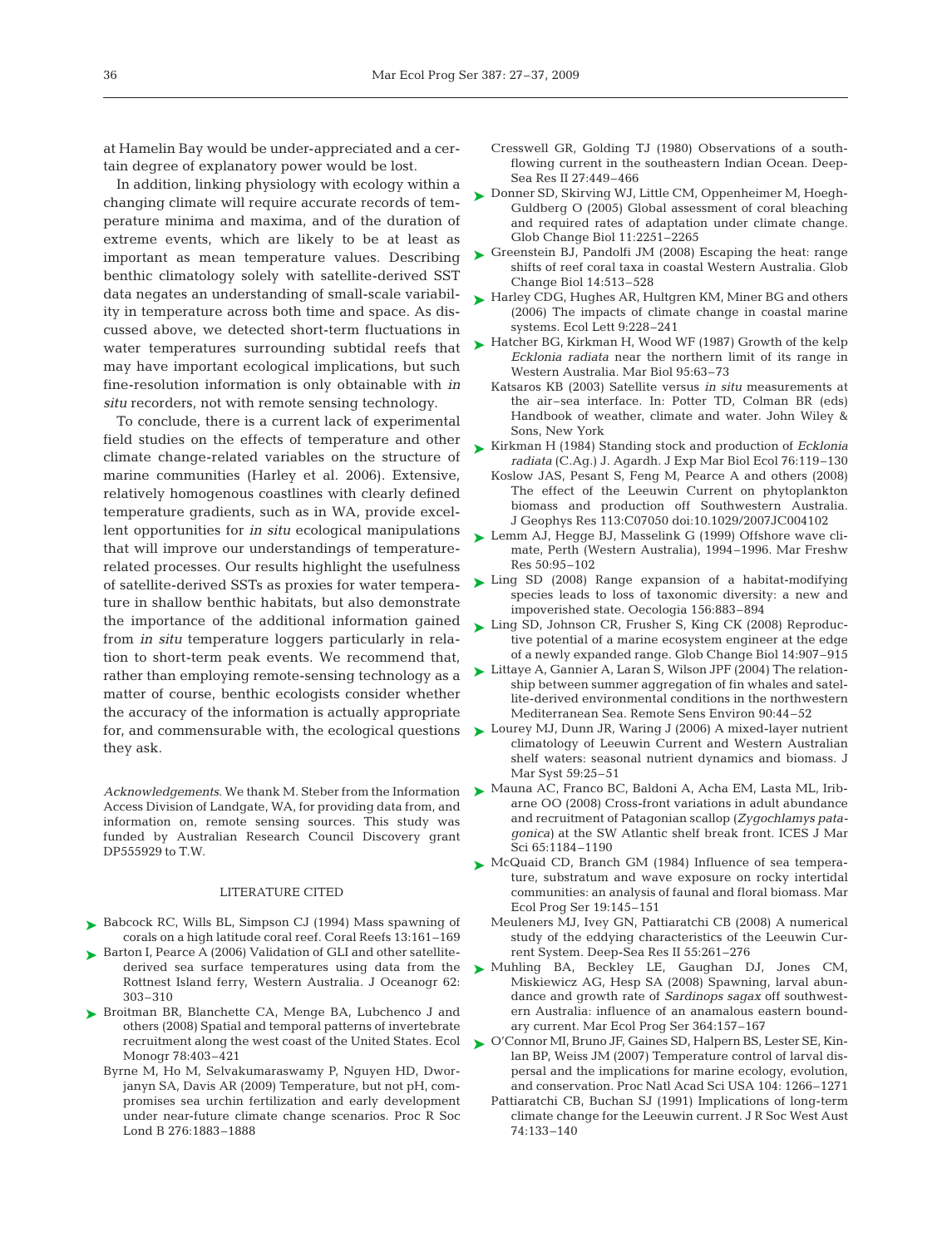at Hamelin Bay would be under-appreciated and a certain degree of explanatory power would be lost.

In addition, linking physiology with ecology within a changing climate will require accurate records of temperature minima and maxima, and of the duration of extreme events, which are likely to be at least as important as mean temperature values. Describing benthic climatology solely with satellite-derived SST data negates an understanding of small-scale variability in temperature across both time and space. As discussed above, we detected short-term fluctuations in water temperatures surrounding subtidal reefs that may have important ecological implications, but such fine-resolution information is only obtainable with *in situ* recorders, not with remote sensing technology.

To conclude, there is a current lack of experimental field studies on the effects of temperature and other climate change-related variables on the structure of marine communities (Harley et al. 2006). Extensive, relatively homogenous coastlines with clearly defined temperature gradients, such as in WA, provide excellent opportunities for *in situ* ecological manipulations that will improve our understandings of temperature-related processes. Our results highlight the usefulness of satellite-derived SSTs as proxies for water temperature in shallow benthic habitats, but also demonstrate the importance of the additional information gained from *in situ* temperature loggers particularly in relation to short-term peak events. We recommend that, rather than employing remote-sensing technology as a matter of course, benthic ecologists consider whether the accuracy of the information is actually appropriate for, and commensurable with, the ecological questions they ask.

*Acknowledgements*. We thank M. Steber from the Information Access Division of Landgate, WA, for providing data from, and information on, remote sensing sources. This study was funded by Australian Research Council Discovery grant DP555929 to T.W.

## LITERATURE CITED

- Babcock RC, Wills BL, Simpson CJ (1994) Mass spawning of corals on a high latitude coral reef. Coral Reefs 13:161–169
- Barton I, Pearce A (2006) Validation of GLI and other satellite-derived sea surface temperatures using data from the Rottnest Island ferry, Western Australia. J Oceanogr 62: 303–310
- Broitman BR, Blanchette CA, Menge BA, Lubchenco J and others (2008) Spatial and temporal patterns of invertebrate recruitment along the west coast of the United States. Ecol Monogr 78:403–421
- Byrne M, Ho M, Selvakumaraswamy P, Nguyen HD, Dworjanyn SA, Davis AR (2009) Temperature, but not pH, compromises sea urchin fertilization and early development under near-future climate change scenarios. Proc R Soc Lond B 276:1883–1888
- Cresswell GR, Golding TJ (1980) Observations of a south-flowing current in the southeastern Indian Ocean. Deep-Sea Res II 27:449–466
- Donner SD, Skirving WJ, Little CM, Oppenheimer M, Hoegh-Guldberg O (2005) Global assessment of coral bleaching and required rates of adaptation under climate change. Glob Change Biol 11:2251–2265
- Greenstein BJ, Pandolfi JM (2008) Escaping the heat: range shifts of reef coral taxa in coastal Western Australia. Glob Change Biol 14:513–528
- Harley CDG, Hughes AR, Hultgren KM, Miner BG and others (2006) The impacts of climate change in coastal marine systems. Ecol Lett 9:228–241
- Hatcher BG, Kirkman H, Wood WF (1987) Growth of the kelp *Ecklonia radiata* near the northern limit of its range in Western Australia. Mar Biol 95:63–73
- Katsaros KB (2003) Satellite versus *in situ* measurements at the air–sea interface. In: Potter TD, Colman BR (eds) Handbook of weather, climate and water. John Wiley & Sons, New York
- Kirkman H (1984) Standing stock and production of *Ecklonia radiata* (C.Ag.) J. Agardh. J Exp Mar Biol Ecol 76:119–130
- Koslow JAS, Pesant S, Feng M, Pearce A and others (2008) The effect of the Leeuwin Current on phytoplankton biomass and production off Southwestern Australia. J Geophys Res 113:C07050 doi:10.1029/2007JC004102
- Lemm AJ, Hegge BJ, Masselink G (1999) Offshore wave climate, Perth (Western Australia), 1994–1996. Mar Freshw Res 50:95–102
- Ling SD (2008) Range expansion of a habitat-modifying species leads to loss of taxonomic diversity: a new and impoverished state. Oecologia 156:883–894
- Ling SD, Johnson CR, Frusher S, King CK (2008) Reproductive potential of a marine ecosystem engineer at the edge of a newly expanded range. Glob Change Biol 14:907–915
- Littaye A, Gannier A, Laran S, Wilson JPF (2004) The relationship between summer aggregation of fin whales and satellite-derived environmental conditions in the northwestern Mediterranean Sea. Remote Sens Environ 90:44–52
- Lourey MJ, Dunn JR, Waring J (2006) A mixed-layer nutrient climatology of Leeuwin Current and Western Australian shelf waters: seasonal nutrient dynamics and biomass. J Mar Syst 59:25–51
- Mauna AC, Franco BC, Baldoni A, Acha EM, Lasta ML, Iribarne OO (2008) Cross-front variations in adult abundance and recruitment of Patagonian scallop (*Zygochlamys patagonica*) at the SW Atlantic shelf break front. ICES J Mar Sci 65:1184–1190
- McQuaid CD, Branch GM (1984) Influence of sea temperature, substratum and wave exposure on rocky intertidal communities: an analysis of faunal and floral biomass. Mar Ecol Prog Ser 19:145–151
- Meuleners MJ, Ivey GN, Pattiaratchi CB (2008) A numerical study of the eddying characteristics of the Leeuwin Current System. Deep-Sea Res II 55:261–276
- Muhling BA, Beckley LE, Gaughan DJ, Jones CM, Miskiewicz AG, Hesp SA (2008) Spawning, larval abundance and growth rate of *Sardinops sagax* off southwestern Australia: influence of an anamalous eastern boundary current. Mar Ecol Prog Ser 364:157–167
- O'Connor MI, Bruno JF, Gaines SD, Halpern BS, Lester SE, Kinlan BP, Weiss JM (2007) Temperature control of larval dispersal and the implications for marine ecology, evolution, and conservation. Proc Natl Acad Sci USA 104: 1266–1271
- Pattiaratchi CB, Buchan SJ (1991) Implications of long-term climate change for the Leeuwin current. J R Soc West Aust 74:133–140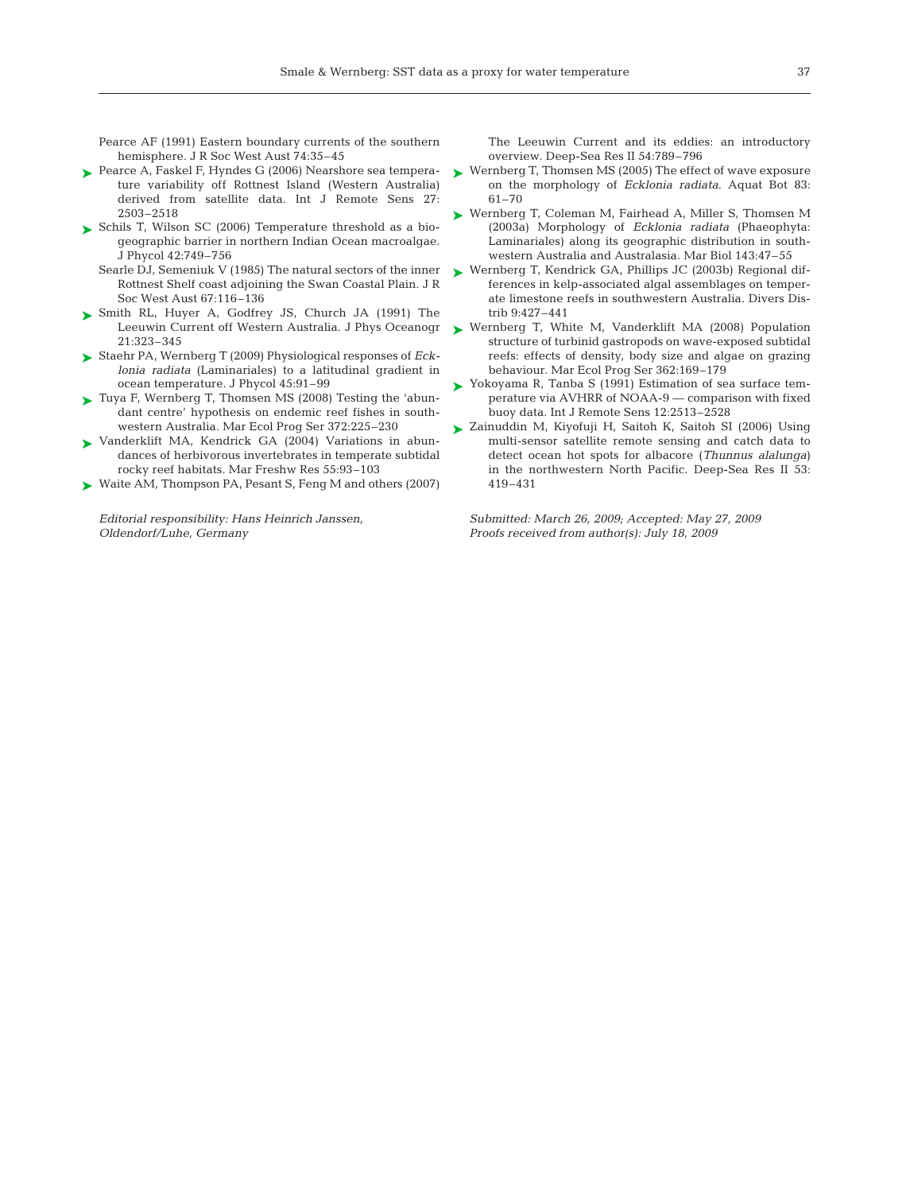Pearce AF (1991) Eastern boundary currents of the southern hemisphere. J R Soc West Aust 74:35–45

Pearce A, Faskel F, Hyndes G (2006) Nearshore sea temperature variability off Rottnest Island (Western Australia) derived from satellite data. Int J Remote Sens 27: 2503–2518

Schils T, Wilson SC (2006) Temperature threshold as a biogeographic barrier in northern Indian Ocean macroalgae. J Phycol 42:749–756

Searle DJ, Semeniuk V (1985) The natural sectors of the inner Rottnest Shelf coast adjoining the Swan Coastal Plain. J R Soc West Aust 67:116–136

Smith RL, Huyer A, Godfrey JS, Church JA (1991) The Leeuwin Current off Western Australia. J Phys Oceanogr 21:323–345

Staehr PA, Wernberg T (2009) Physiological responses of *Ecklonia radiata* (Laminariales) to a latitudinal gradient in ocean temperature. J Phycol 45:91–99

Tuya F, Wernberg T, Thomsen MS (2008) Testing the 'abundant centre' hypothesis on endemic reef fishes in southwestern Australia. Mar Ecol Prog Ser 372:225–230

Vanderklift MA, Kendrick GA (2004) Variations in abundances of herbivorous invertebrates in temperate subtidal rocky reef habitats. Mar Freshw Res 55:93–103

Waite AM, Thompson PA, Pesant S, Feng M and others (2007) The Leeuwin Current and its eddies: an introductory overview. Deep-Sea Res II 54:789–796

Wernberg T, Thomsen MS (2005) The effect of wave exposure on the morphology of *Ecklonia radiata*. Aquat Bot 83: 61–70

Wernberg T, Coleman M, Fairhead A, Miller S, Thomsen M (2003a) Morphology of *Ecklonia radiata* (Phaeophyta: Laminariales) along its geographic distribution in southwestern Australia and Australasia. Mar Biol 143:47–55

Wernberg T, Kendrick GA, Phillips JC (2003b) Regional differences in kelp-associated algal assemblages on temperate limestone reefs in southwestern Australia. Divers Distrib 9:427–441

Wernberg T, White M, Vanderklift MA (2008) Population structure of turbinid gastropods on wave-exposed subtidal reefs: effects of density, body size and algae on grazing behaviour. Mar Ecol Prog Ser 362:169–179

Yokoyama R, Tanba S (1991) Estimation of sea surface temperature via AVHRR of NOAA-9 — comparison with fixed buoy data. Int J Remote Sens 12:2513–2528

Zainuddin M, Kiyofuji H, Saitoh K, Saitoh SI (2006) Using multi-sensor satellite remote sensing and catch data to detect ocean hot spots for albacore (*Thunnus alalunga*) in the northwestern North Pacific. Deep-Sea Res II 53: 419–431

*Editorial responsibility: Hans Heinrich Janssen, Oldendorf/Luhe, Germany*

*Submitted: March 26, 2009; Accepted: May 27, 2009*
*Proofs received from author(s): July 18, 2009*